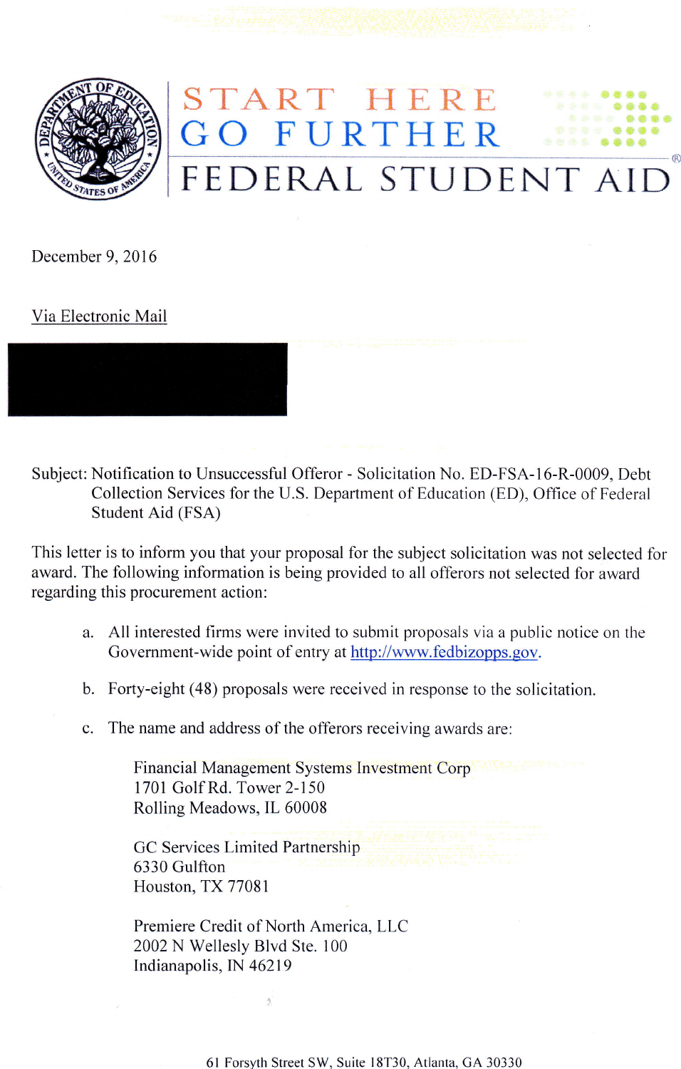START HERE
GO FURTHER
FEDERAL STUDENT AID

December 9, 2016

Via Electronic Mail

Subject: Notification to Unsuccessful Offeror - Solicitation No. ED-FSA-16-R-0009, Debt Collection Services for the U.S. Department of Education (ED), Office of Federal Student Aid (FSA)

This letter is to inform you that your proposal for the subject solicitation was not selected for award. The following information is being provided to all offerors not selected for award regarding this procurement action:

a. All interested firms were invited to submit proposals via a public notice on the Government-wide point of entry at http://www.fedbizopps.gov.

b. Forty-eight (48) proposals were received in response to the solicitation.

c. The name and address of the offerors receiving awards are:

   Financial Management Systems Investment Corp
   1701 Golf Rd. Tower 2-150
   Rolling Meadows, IL 60008

   GC Services Limited Partnership
   6330 Gulfton
   Houston, TX 77081

   Premiere Credit of North America, LLC
   2002 N Wellesly Blvd Ste. 100
   Indianapolis, IN 46219

61 Forsyth Street SW, Suite 18T30, Atlanta, GA 30330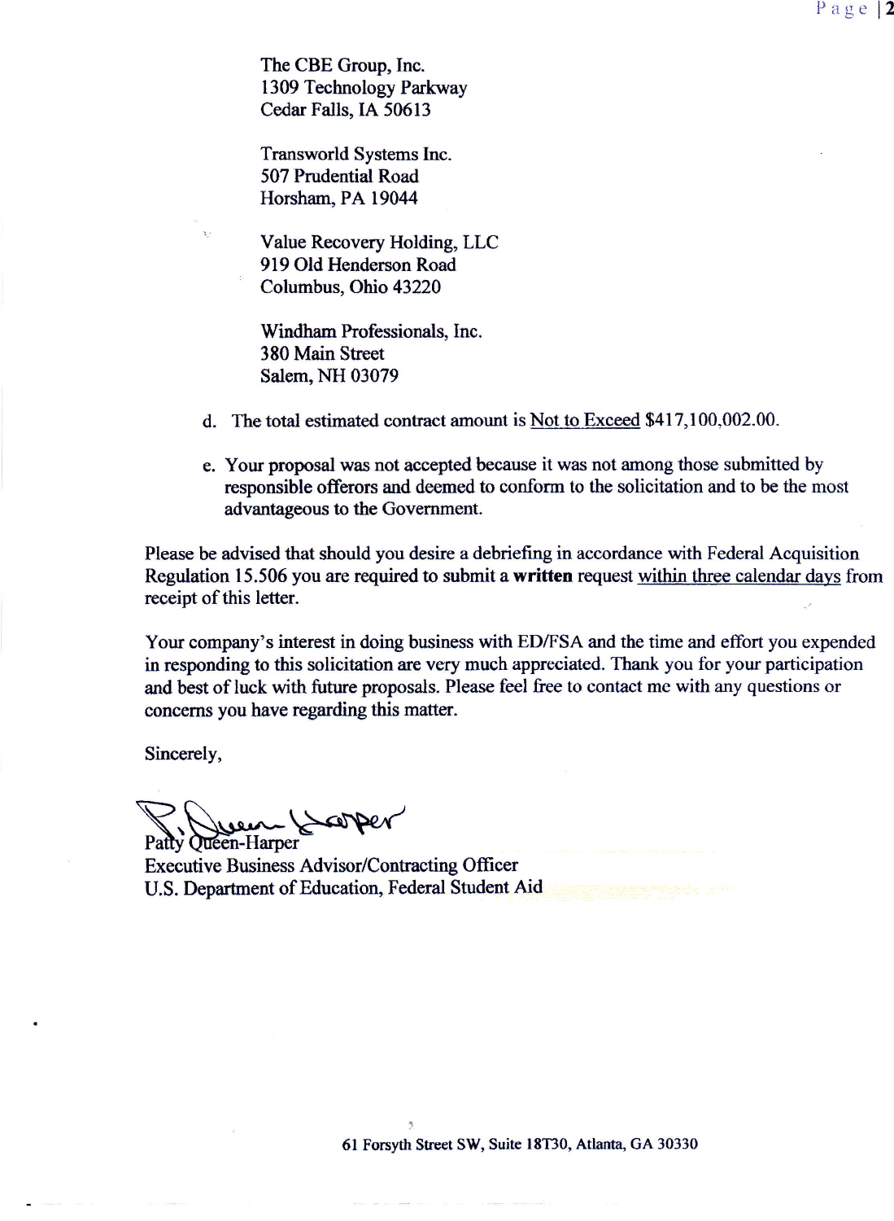The CBE Group, Inc.
1309 Technology Parkway
Cedar Falls, IA 50613

Transworld Systems Inc.
507 Prudential Road
Horsham, PA 19044

Value Recovery Holding, LLC
919 Old Henderson Road
Columbus, Ohio 43220

Windham Professionals, Inc.
380 Main Street
Salem, NH 03079

d. The total estimated contract amount is Not to Exceed $417,100,002.00.

e. Your proposal was not accepted because it was not among those submitted by responsible offerors and deemed to conform to the solicitation and to be the most advantageous to the Government.

Please be advised that should you desire a debriefing in accordance with Federal Acquisition Regulation 15.506 you are required to submit a **written** request within three calendar days from receipt of this letter.

Your company's interest in doing business with ED/FSA and the time and effort you expended in responding to this solicitation are very much appreciated. Thank you for your participation and best of luck with future proposals. Please feel free to contact me with any questions or concerns you have regarding this matter.

Sincerely,

Patty Queen-Harper
Executive Business Advisor/Contracting Officer
U.S. Department of Education, Federal Student Aid

61 Forsyth Street SW, Suite 18T30, Atlanta, GA 30330